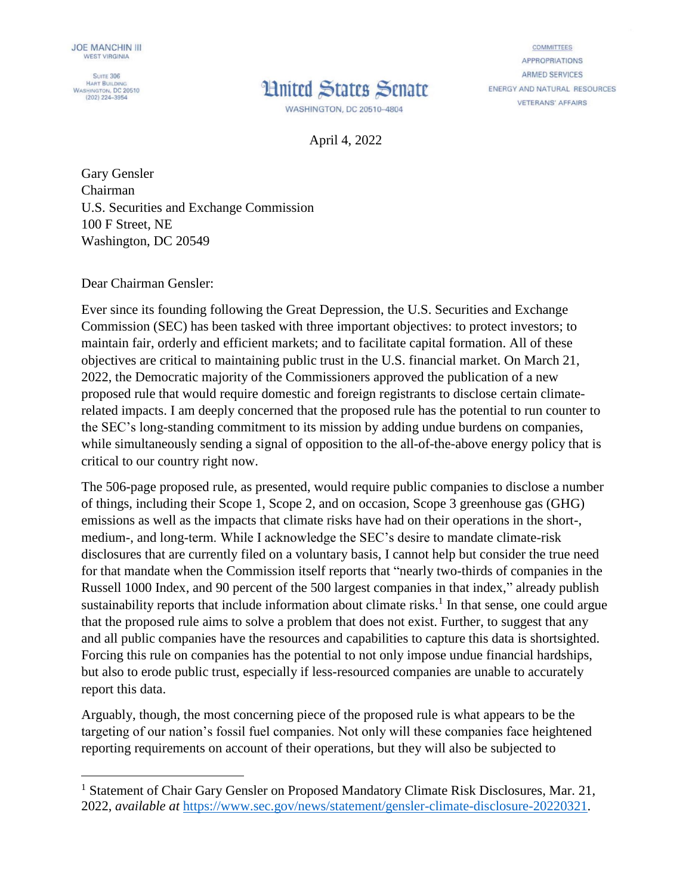JOE MANCHIN III
WEST VIRGINIA

SUITE 306
HART BUILDING
WASHINGTON, DC 20510
(202) 224-3954

United States Senate
WASHINGTON, DC 20510-4804

COMMITTEES
APPROPRIATIONS
ARMED SERVICES
ENERGY AND NATURAL RESOURCES
VETERANS' AFFAIRS

April 4, 2022

Gary Gensler
Chairman
U.S. Securities and Exchange Commission
100 F Street, NE
Washington, DC 20549

Dear Chairman Gensler:

Ever since its founding following the Great Depression, the U.S. Securities and Exchange Commission (SEC) has been tasked with three important objectives: to protect investors; to maintain fair, orderly and efficient markets; and to facilitate capital formation. All of these objectives are critical to maintaining public trust in the U.S. financial market. On March 21, 2022, the Democratic majority of the Commissioners approved the publication of a new proposed rule that would require domestic and foreign registrants to disclose certain climate-related impacts. I am deeply concerned that the proposed rule has the potential to run counter to the SEC's long-standing commitment to its mission by adding undue burdens on companies, while simultaneously sending a signal of opposition to the all-of-the-above energy policy that is critical to our country right now.

The 506-page proposed rule, as presented, would require public companies to disclose a number of things, including their Scope 1, Scope 2, and on occasion, Scope 3 greenhouse gas (GHG) emissions as well as the impacts that climate risks have had on their operations in the short-, medium-, and long-term. While I acknowledge the SEC's desire to mandate climate-risk disclosures that are currently filed on a voluntary basis, I cannot help but consider the true need for that mandate when the Commission itself reports that "nearly two-thirds of companies in the Russell 1000 Index, and 90 percent of the 500 largest companies in that index," already publish sustainability reports that include information about climate risks.[1] In that sense, one could argue that the proposed rule aims to solve a problem that does not exist. Further, to suggest that any and all public companies have the resources and capabilities to capture this data is shortsighted. Forcing this rule on companies has the potential to not only impose undue financial hardships, but also to erode public trust, especially if less-resourced companies are unable to accurately report this data.

Arguably, though, the most concerning piece of the proposed rule is what appears to be the targeting of our nation's fossil fuel companies. Not only will these companies face heightened reporting requirements on account of their operations, but they will also be subjected to

[1] Statement of Chair Gary Gensler on Proposed Mandatory Climate Risk Disclosures, Mar. 21, 2022, *available at* https://www.sec.gov/news/statement/gensler-climate-disclosure-20220321.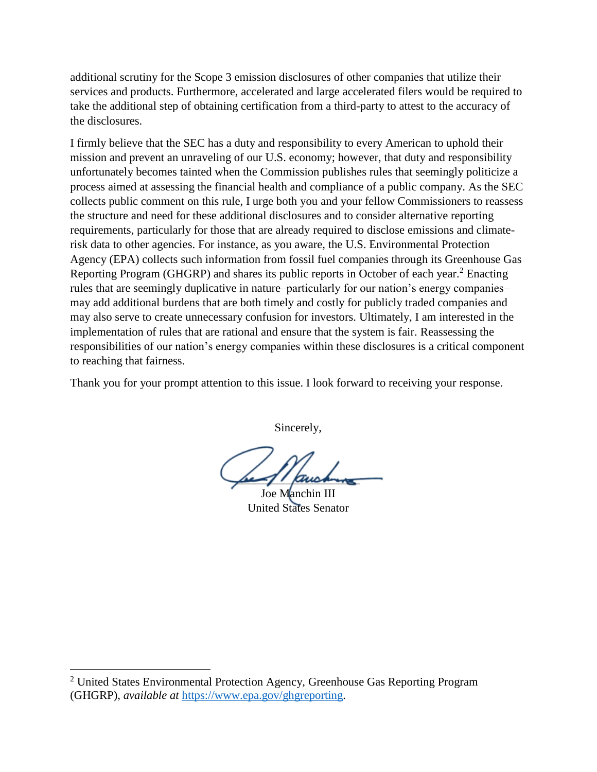additional scrutiny for the Scope 3 emission disclosures of other companies that utilize their services and products. Furthermore, accelerated and large accelerated filers would be required to take the additional step of obtaining certification from a third-party to attest to the accuracy of the disclosures.

I firmly believe that the SEC has a duty and responsibility to every American to uphold their mission and prevent an unraveling of our U.S. economy; however, that duty and responsibility unfortunately becomes tainted when the Commission publishes rules that seemingly politicize a process aimed at assessing the financial health and compliance of a public company. As the SEC collects public comment on this rule, I urge both you and your fellow Commissioners to reassess the structure and need for these additional disclosures and to consider alternative reporting requirements, particularly for those that are already required to disclose emissions and climate-risk data to other agencies. For instance, as you aware, the U.S. Environmental Protection Agency (EPA) collects such information from fossil fuel companies through its Greenhouse Gas Reporting Program (GHGRP) and shares its public reports in October of each year.[2] Enacting rules that are seemingly duplicative in nature–particularly for our nation's energy companies–may add additional burdens that are both timely and costly for publicly traded companies and may also serve to create unnecessary confusion for investors. Ultimately, I am interested in the implementation of rules that are rational and ensure that the system is fair. Reassessing the responsibilities of our nation's energy companies within these disclosures is a critical component to reaching that fairness.

Thank you for your prompt attention to this issue. I look forward to receiving your response.

Sincerely,

Joe Manchin III
United States Senator

---

[2] United States Environmental Protection Agency, Greenhouse Gas Reporting Program (GHGRP), *available at* [https://www.epa.gov/ghgreporting](https://www.epa.gov/ghgreporting).